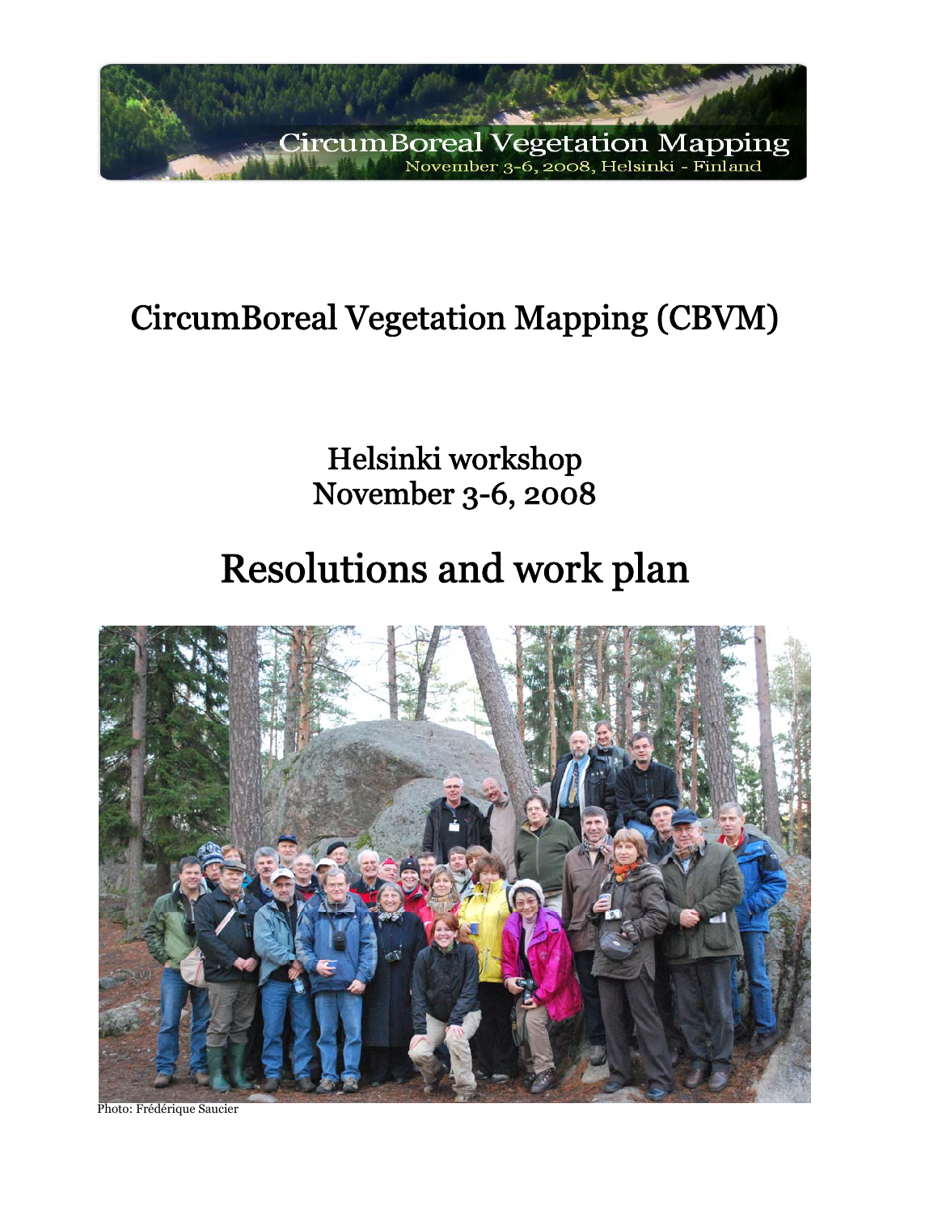CircumBoreal Vegetation Mapping
November 3-6, 2008, Helsinki - Finland

# CircumBoreal Vegetation Mapping (CBVM)

## Helsinki workshop
## November 3-6, 2008

# Resolutions and work plan

Photo: Frédérique Saucier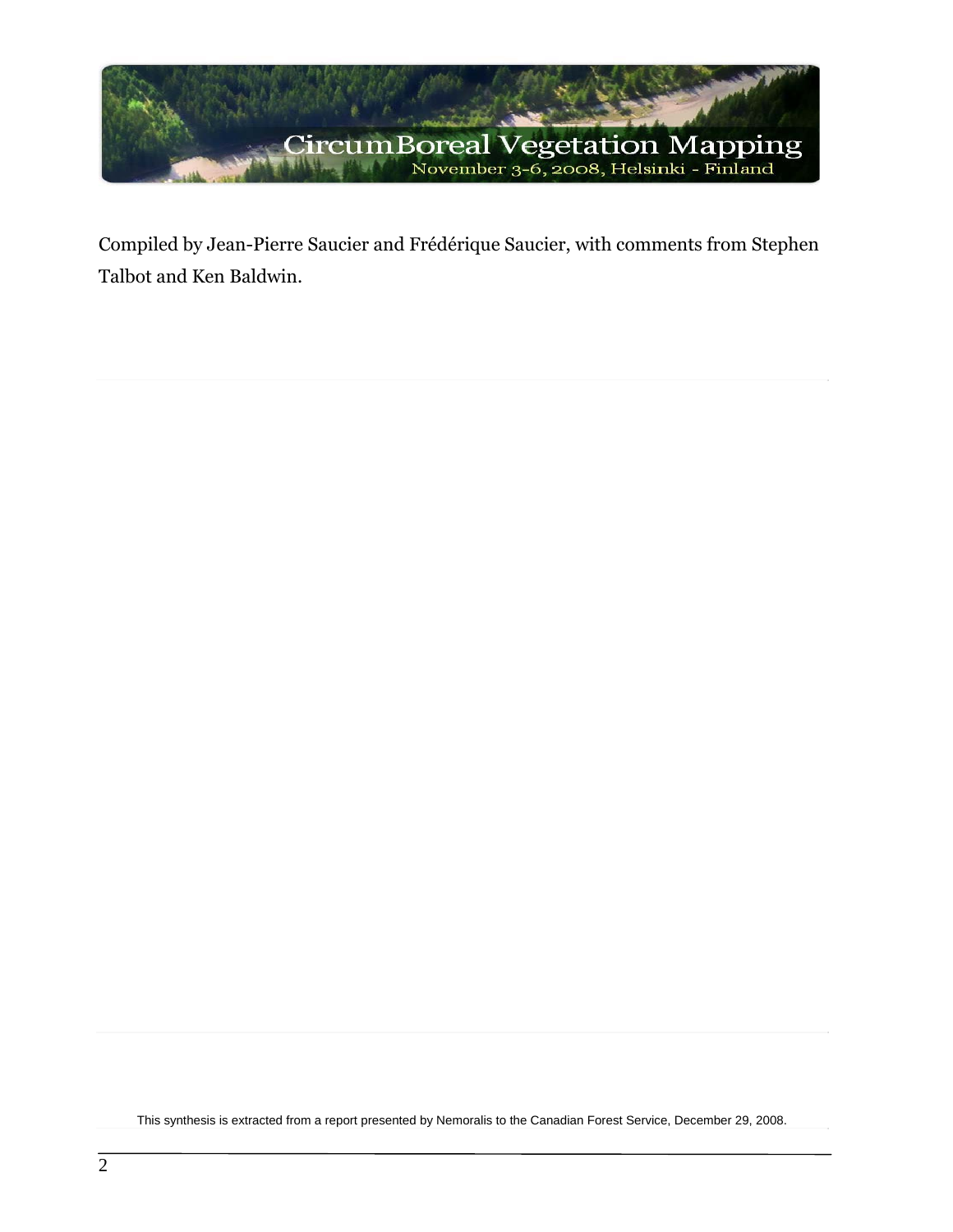CircumBoreal Vegetation Mapping

November 3-6, 2008, Helsinki - Finland

Compiled by Jean-Pierre Saucier and Frédérique Saucier, with comments from Stephen Talbot and Ken Baldwin.

This synthesis is extracted from a report presented by Nemoralis to the Canadian Forest Service, December 29, 2008.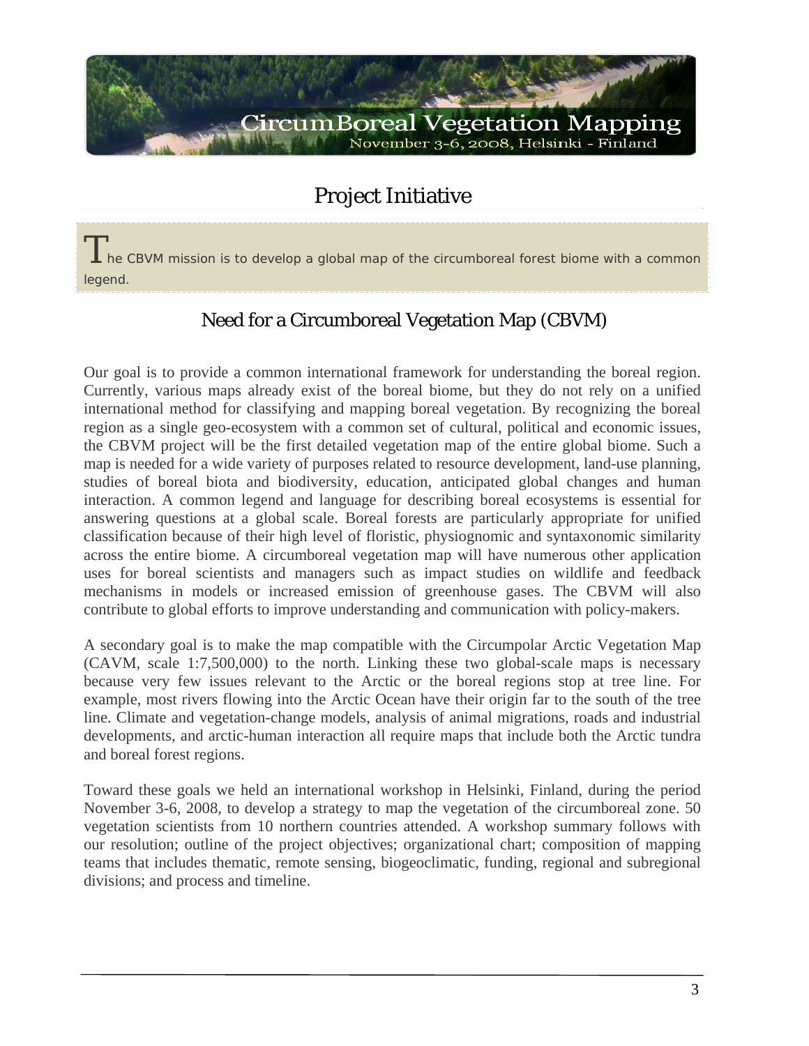# Project Initiative

The CBVM mission is to develop a global map of the circumboreal forest biome with a common legend.

## Need for a Circumboreal Vegetation Map (CBVM)

Our goal is to provide a common international framework for understanding the boreal region. Currently, various maps already exist of the boreal biome, but they do not rely on a unified international method for classifying and mapping boreal vegetation. By recognizing the boreal region as a single geo-ecosystem with a common set of cultural, political and economic issues, the CBVM project will be the first detailed vegetation map of the entire global biome. Such a map is needed for a wide variety of purposes related to resource development, land-use planning, studies of boreal biota and biodiversity, education, anticipated global changes and human interaction. A common legend and language for describing boreal ecosystems is essential for answering questions at a global scale. Boreal forests are particularly appropriate for unified classification because of their high level of floristic, physiognomic and syntaxonomic similarity across the entire biome. A circumboreal vegetation map will have numerous other application uses for boreal scientists and managers such as impact studies on wildlife and feedback mechanisms in models or increased emission of greenhouse gases. The CBVM will also contribute to global efforts to improve understanding and communication with policy-makers.

A secondary goal is to make the map compatible with the Circumpolar Arctic Vegetation Map (CAVM, scale 1:7,500,000) to the north. Linking these two global-scale maps is necessary because very few issues relevant to the Arctic or the boreal regions stop at tree line. For example, most rivers flowing into the Arctic Ocean have their origin far to the south of the tree line. Climate and vegetation-change models, analysis of animal migrations, roads and industrial developments, and arctic-human interaction all require maps that include both the Arctic tundra and boreal forest regions.

Toward these goals we held an international workshop in Helsinki, Finland, during the period November 3-6, 2008, to develop a strategy to map the vegetation of the circumboreal zone. 50 vegetation scientists from 10 northern countries attended. A workshop summary follows with our resolution; outline of the project objectives; organizational chart; composition of mapping teams that includes thematic, remote sensing, biogeoclimatic, funding, regional and subregional divisions; and process and timeline.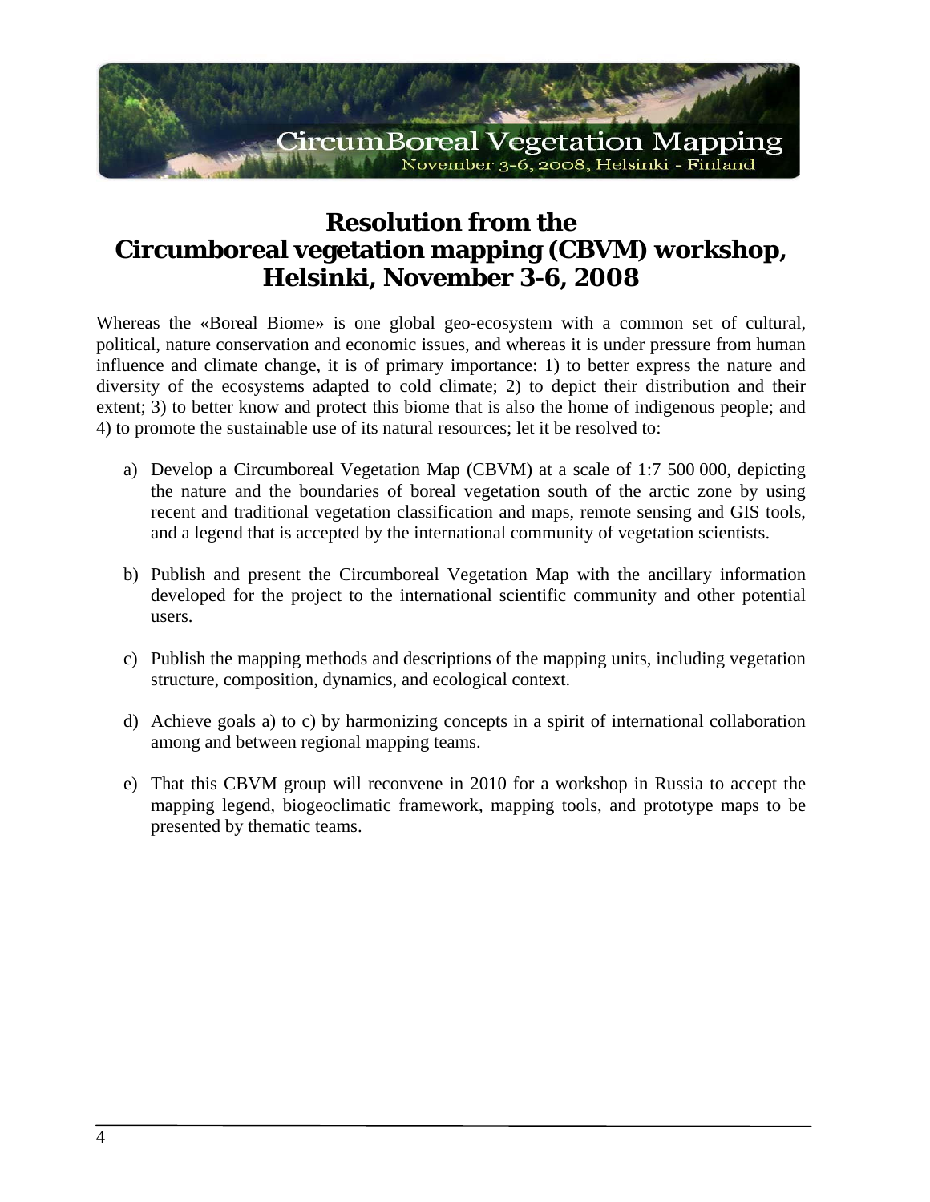CircumBoreal Vegetation Mapping

November 3-6, 2008, Helsinki - Finland

# Resolution from the Circumboreal vegetation mapping (CBVM) workshop, Helsinki, November 3-6, 2008

Whereas the «Boreal Biome» is one global geo-ecosystem with a common set of cultural, political, nature conservation and economic issues, and whereas it is under pressure from human influence and climate change, it is of primary importance: 1) to better express the nature and diversity of the ecosystems adapted to cold climate; 2) to depict their distribution and their extent; 3) to better know and protect this biome that is also the home of indigenous people; and 4) to promote the sustainable use of its natural resources; let it be resolved to:

a) Develop a Circumboreal Vegetation Map (CBVM) at a scale of 1:7 500 000, depicting the nature and the boundaries of boreal vegetation south of the arctic zone by using recent and traditional vegetation classification and maps, remote sensing and GIS tools, and a legend that is accepted by the international community of vegetation scientists.

b) Publish and present the Circumboreal Vegetation Map with the ancillary information developed for the project to the international scientific community and other potential users.

c) Publish the mapping methods and descriptions of the mapping units, including vegetation structure, composition, dynamics, and ecological context.

d) Achieve goals a) to c) by harmonizing concepts in a spirit of international collaboration among and between regional mapping teams.

e) That this CBVM group will reconvene in 2010 for a workshop in Russia to accept the mapping legend, biogeoclimatic framework, mapping tools, and prototype maps to be presented by thematic teams.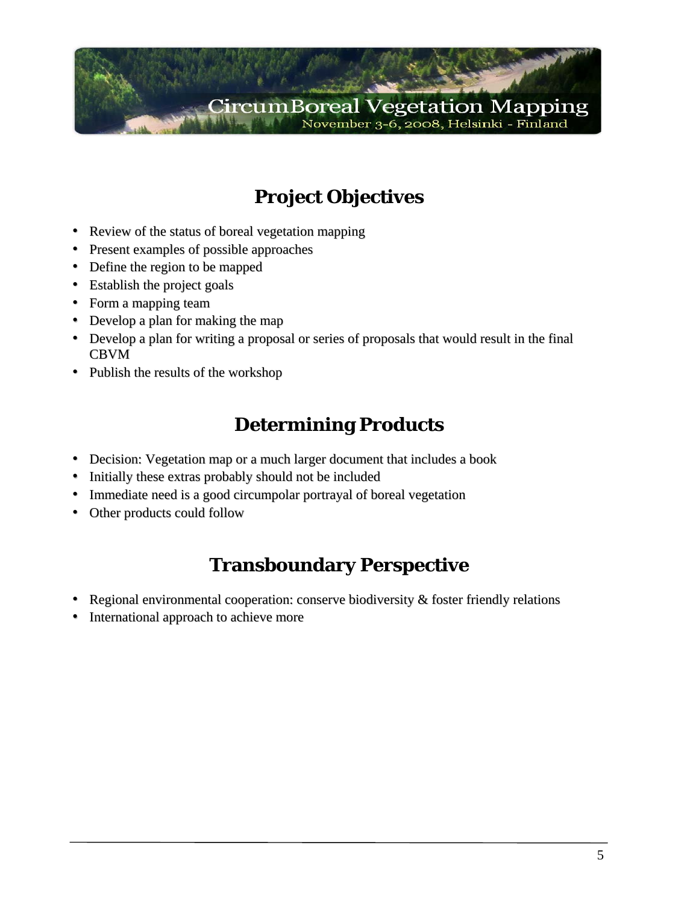## Project Objectives

- Review of the status of boreal vegetation mapping
- Present examples of possible approaches
- Define the region to be mapped
- Establish the project goals
- Form a mapping team
- Develop a plan for making the map
- Develop a plan for writing a proposal or series of proposals that would result in the final CBVM
- Publish the results of the workshop

## Determining Products

- Decision: Vegetation map or a much larger document that includes a book
- Initially these extras probably should not be included
- Immediate need is a good circumpolar portrayal of boreal vegetation
- Other products could follow

## Transboundary Perspective

- Regional environmental cooperation: conserve biodiversity & foster friendly relations
- International approach to achieve more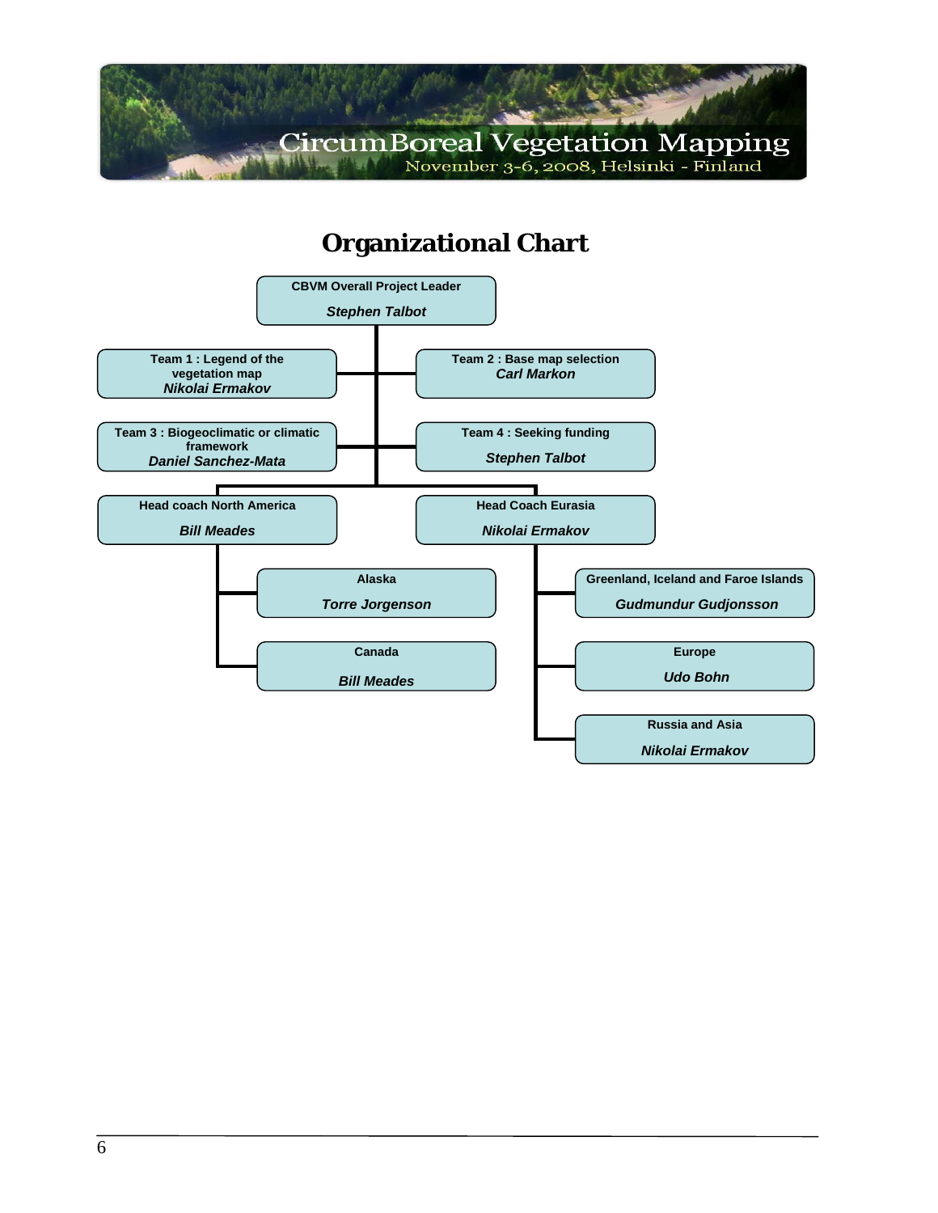# Organizational Chart

**CBVM Overall Project Leader**
*Stephen Talbot*

**Team 1 : Legend of the vegetation map**
*Nikolai Ermakov*

**Team 2 : Base map selection**
*Carl Markon*

**Team 3 : Biogeoclimatic or climatic framework**
*Daniel Sanchez-Mata*

**Team 4 : Seeking funding**
*Stephen Talbot*

**Head coach North America**
*Bill Meades*

- **Alaska**
  *Torre Jorgenson*
- **Canada**
  *Bill Meades*

**Head Coach Eurasia**
*Nikolai Ermakov*

- **Greenland, Iceland and Faroe Islands**
  *Gudmundur Gudjonsson*
- **Europe**
  *Udo Bohn*
- **Russia and Asia**
  *Nikolai Ermakov*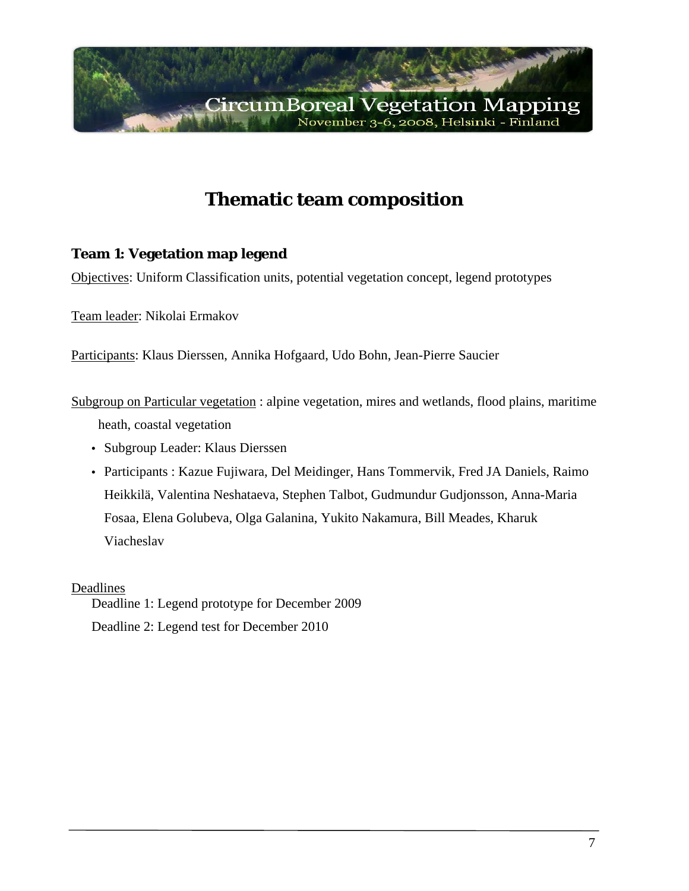# Thematic team composition

### Team 1: Vegetation map legend

Objectives: Uniform Classification units, potential vegetation concept, legend prototypes

Team leader: Nikolai Ermakov

Participants: Klaus Dierssen, Annika Hofgaard, Udo Bohn, Jean-Pierre Saucier

Subgroup on Particular vegetation : alpine vegetation, mires and wetlands, flood plains, maritime heath, coastal vegetation

- Subgroup Leader: Klaus Dierssen
- Participants : Kazue Fujiwara, Del Meidinger, Hans Tommervik, Fred JA Daniels, Raimo Heikkilä, Valentina Neshataeva, Stephen Talbot, Gudmundur Gudjonsson, Anna-Maria Fosaa, Elena Golubeva, Olga Galanina, Yukito Nakamura, Bill Meades, Kharuk Viacheslav

Deadlines

Deadline 1: Legend prototype for December 2009

Deadline 2: Legend test for December 2010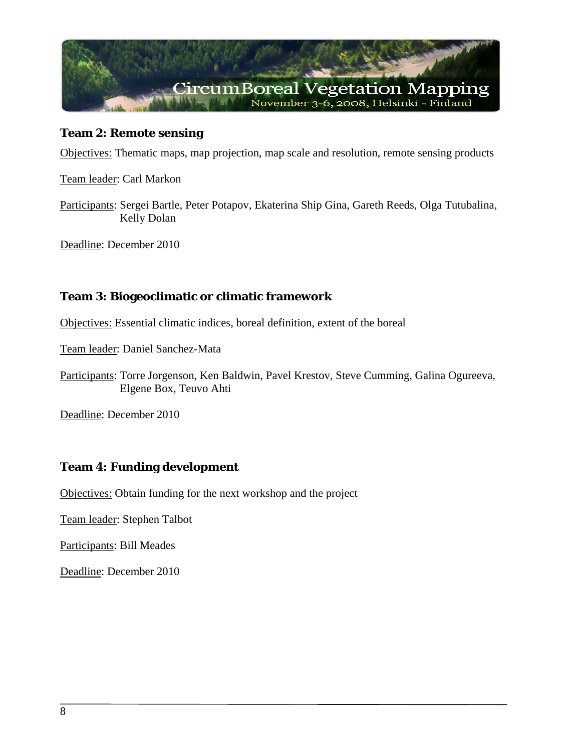### Team 2: Remote sensing

Objectives: Thematic maps, map projection, map scale and resolution, remote sensing products

Team leader: Carl Markon

Participants: Sergei Bartle, Peter Potapov, Ekaterina Ship Gina, Gareth Reeds, Olga Tutubalina, Kelly Dolan

Deadline: December 2010

### Team 3: Biogeoclimatic or climatic framework

Objectives: Essential climatic indices, boreal definition, extent of the boreal

Team leader: Daniel Sanchez-Mata

Participants: Torre Jorgenson, Ken Baldwin, Pavel Krestov, Steve Cumming, Galina Ogureeva, Elgene Box, Teuvo Ahti

Deadline: December 2010

### Team 4: Funding development

Objectives: Obtain funding for the next workshop and the project

Team leader: Stephen Talbot

Participants: Bill Meades

Deadline: December 2010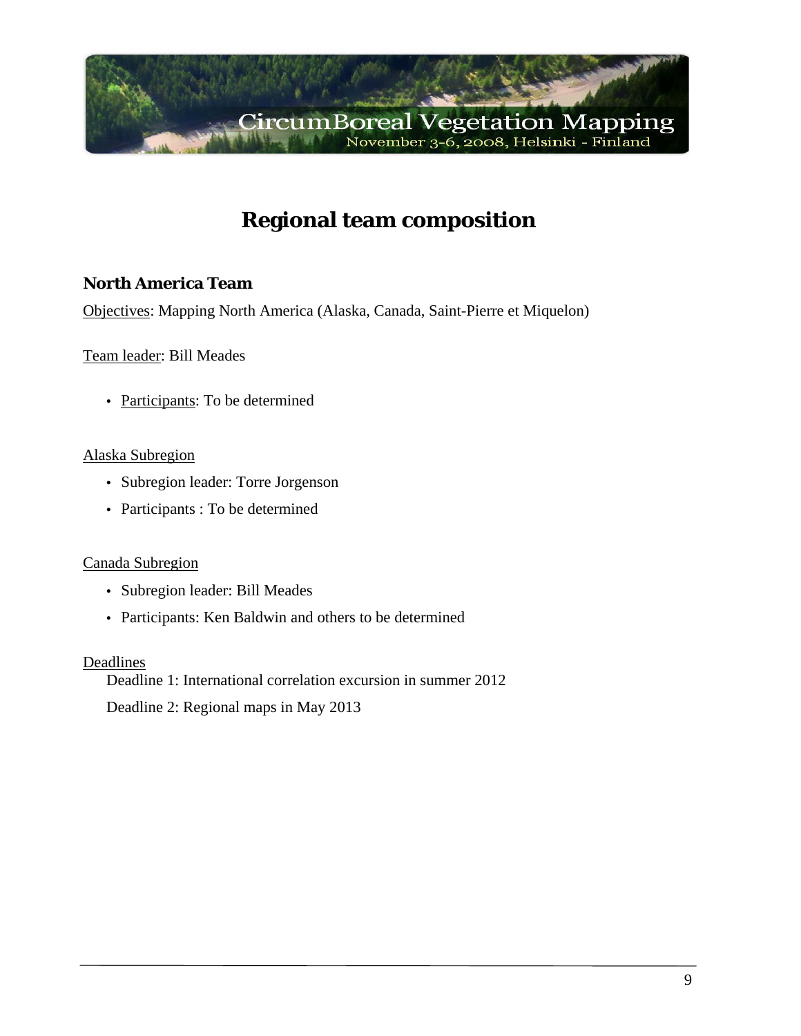## Regional team composition

### North America Team

Objectives: Mapping North America (Alaska, Canada, Saint-Pierre et Miquelon)

Team leader: Bill Meades

- Participants: To be determined

Alaska Subregion

- Subregion leader: Torre Jorgenson
- Participants : To be determined

Canada Subregion

- Subregion leader: Bill Meades
- Participants: Ken Baldwin and others to be determined

Deadlines

Deadline 1: International correlation excursion in summer 2012

Deadline 2: Regional maps in May 2013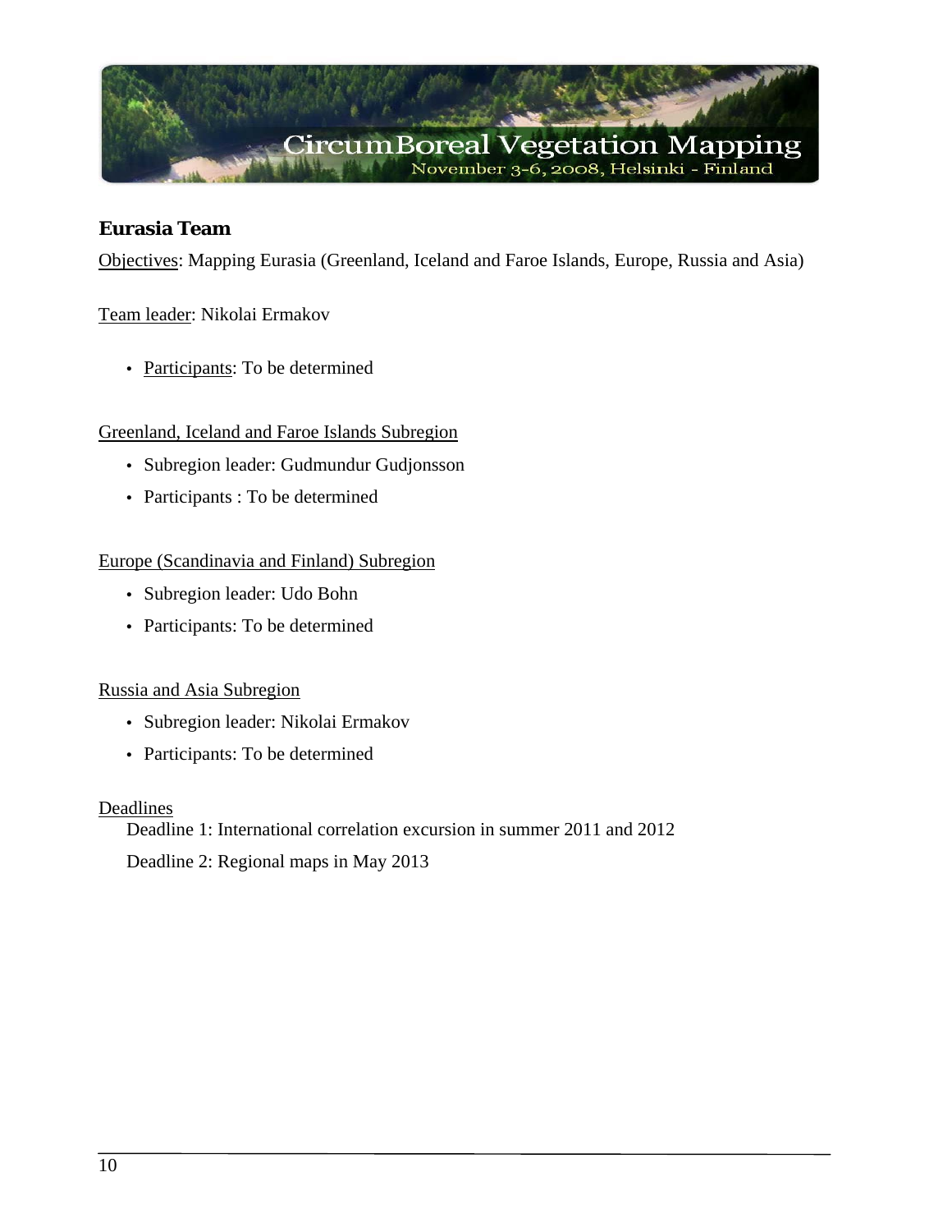## Eurasia Team

Objectives: Mapping Eurasia (Greenland, Iceland and Faroe Islands, Europe, Russia and Asia)

Team leader: Nikolai Ermakov

- Participants: To be determined

Greenland, Iceland and Faroe Islands Subregion

- Subregion leader: Gudmundur Gudjonsson
- Participants : To be determined

Europe (Scandinavia and Finland) Subregion

- Subregion leader: Udo Bohn
- Participants: To be determined

Russia and Asia Subregion

- Subregion leader: Nikolai Ermakov
- Participants: To be determined

Deadlines

Deadline 1: International correlation excursion in summer 2011 and 2012

Deadline 2: Regional maps in May 2013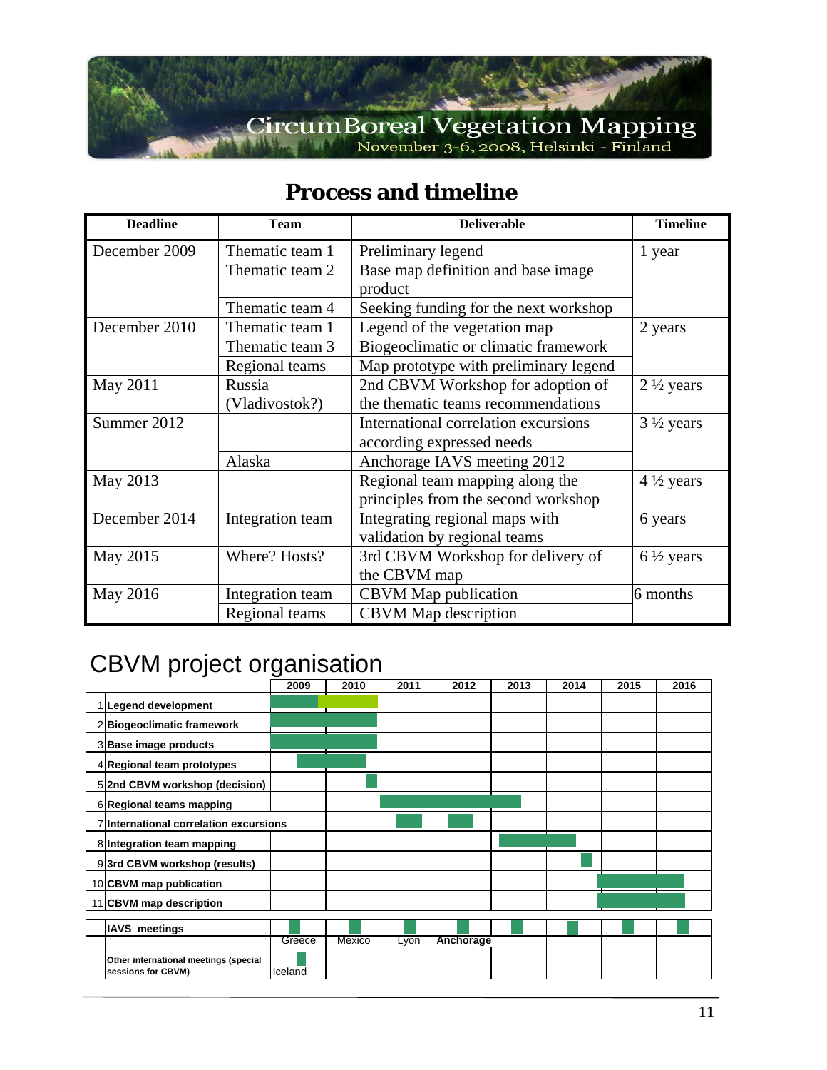CircumBoreal Vegetation Mapping

November 3-6, 2008, Helsinki - Finland

## Process and timeline

| Deadline | Team | Deliverable | Timeline |
|---|---|---|---|
| December 2009 | Thematic team 1 | Preliminary legend | 1 year |
| | Thematic team 2 | Base map definition and base image product | |
| | Thematic team 4 | Seeking funding for the next workshop | |
| December 2010 | Thematic team 1 | Legend of the vegetation map | 2 years |
| | Thematic team 3 | Biogeoclimatic or climatic framework | |
| | Regional teams | Map prototype with preliminary legend | |
| May 2011 | Russia (Vladivostok?) | 2nd CBVM Workshop for adoption of the thematic teams recommendations | 2 ½ years |
| Summer 2012 | | International correlation excursions according expressed needs | 3 ½ years |
| | Alaska | Anchorage IAVS meeting 2012 | |
| May 2013 | | Regional team mapping along the principles from the second workshop | 4 ½ years |
| December 2014 | Integration team | Integrating regional maps with validation by regional teams | 6 years |
| May 2015 | Where? Hosts? | 3rd CBVM Workshop for delivery of the CBVM map | 6 ½ years |
| May 2016 | Integration team | CBVM Map publication | 6 months |
| | Regional teams | CBVM Map description | |

## CBVM project organisation

2009 2010 2011 2012 2013 2014 2015 2016

1 Legend development

2 Biogeoclimatic framework

3 Base image products

4 Regional team prototypes

5 2nd CBVM workshop (decision)

6 Regional teams mapping

7 International correlation excursions

8 Integration team mapping

9 3rd CBVM workshop (results)

10 CBVM map publication

11 CBVM map description

IAVS meetings

Greece Mexico Lyon Anchorage

Other international meetings (special sessions for CBVM)

Iceland